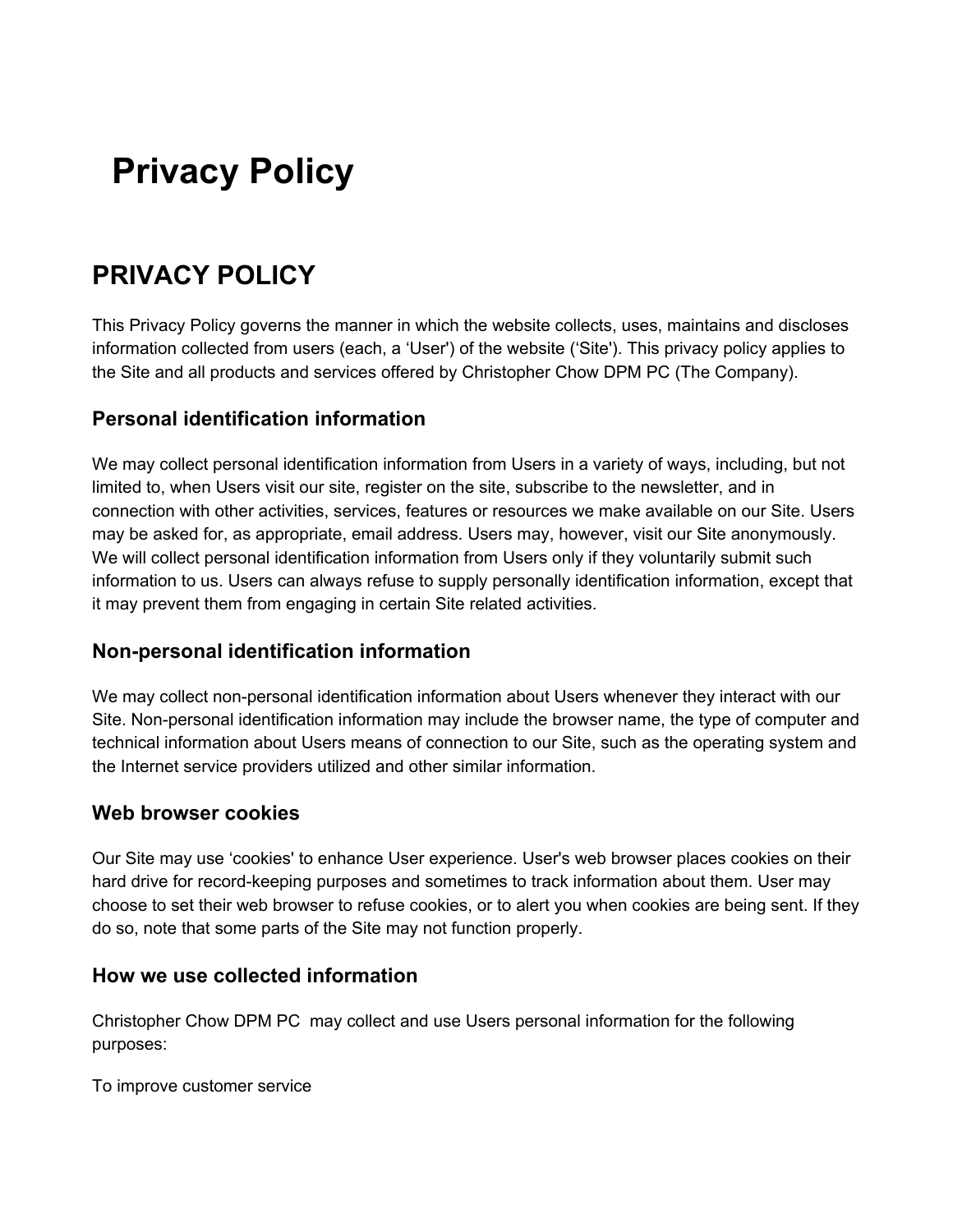# Privacy Policy

## PRIVACY POLICY

This Privacy Policy governs the manner in which the website collects, uses, maintains and discloses information collected from users (each, a 'User') of the website ('Site'). This privacy policy applies to the Site and all products and services offered by Christopher Chow DPM PC (The Company).

### Personal identification information

We may collect personal identification information from Users in a variety of ways, including, but not limited to, when Users visit our site, register on the site, subscribe to the newsletter, and in connection with other activities, services, features or resources we make available on our Site. Users may be asked for, as appropriate, email address. Users may, however, visit our Site anonymously. We will collect personal identification information from Users only if they voluntarily submit such information to us. Users can always refuse to supply personally identification information, except that it may prevent them from engaging in certain Site related activities.

### Non-personal identification information

We may collect non-personal identification information about Users whenever they interact with our Site. Non-personal identification information may include the browser name, the type of computer and technical information about Users means of connection to our Site, such as the operating system and the Internet service providers utilized and other similar information.

### Web browser cookies

Our Site may use 'cookies' to enhance User experience. User's web browser places cookies on their hard drive for record-keeping purposes and sometimes to track information about them. User may choose to set their web browser to refuse cookies, or to alert you when cookies are being sent. If they do so, note that some parts of the Site may not function properly.

### How we use collected information

Christopher Chow DPM PC may collect and use Users personal information for the following purposes:

To improve customer service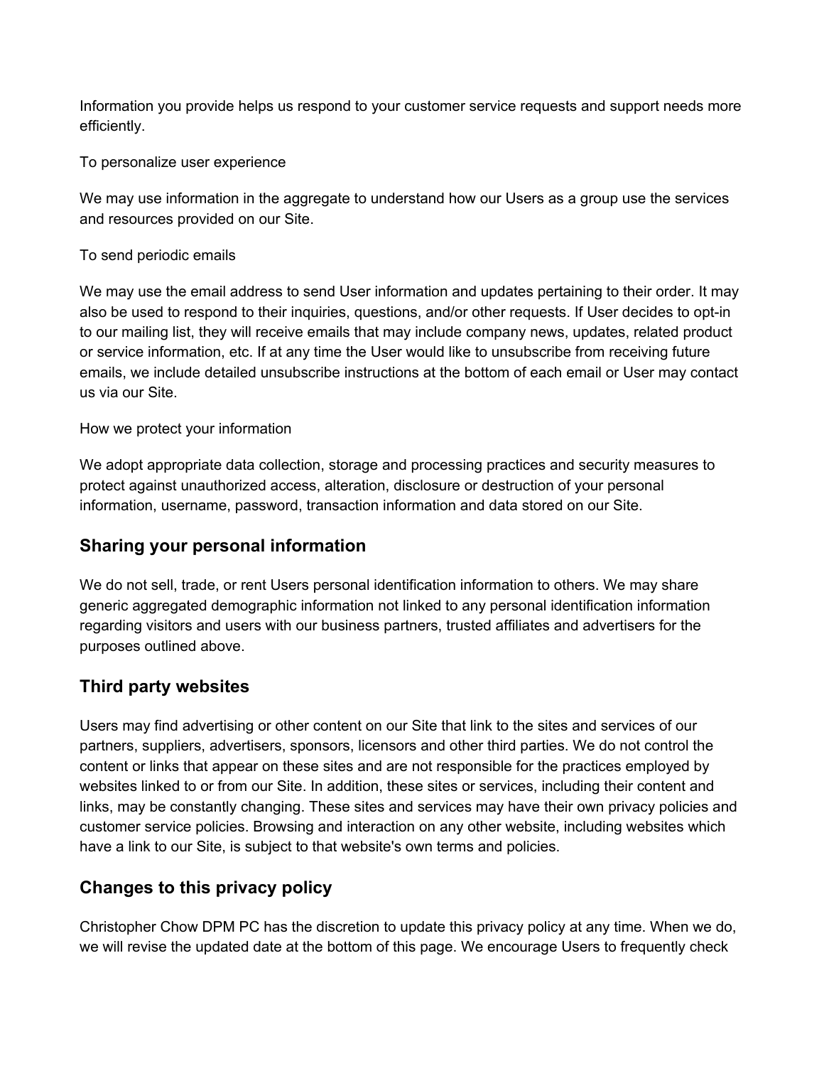Information you provide helps us respond to your customer service requests and support needs more efficiently.

To personalize user experience

We may use information in the aggregate to understand how our Users as a group use the services and resources provided on our Site.

To send periodic emails

We may use the email address to send User information and updates pertaining to their order. It may also be used to respond to their inquiries, questions, and/or other requests. If User decides to opt-in to our mailing list, they will receive emails that may include company news, updates, related product or service information, etc. If at any time the User would like to unsubscribe from receiving future emails, we include detailed unsubscribe instructions at the bottom of each email or User may contact us via our Site.

How we protect your information

We adopt appropriate data collection, storage and processing practices and security measures to protect against unauthorized access, alteration, disclosure or destruction of your personal information, username, password, transaction information and data stored on our Site.

## Sharing your personal information

We do not sell, trade, or rent Users personal identification information to others. We may share generic aggregated demographic information not linked to any personal identification information regarding visitors and users with our business partners, trusted affiliates and advertisers for the purposes outlined above.

## Third party websites

Users may find advertising or other content on our Site that link to the sites and services of our partners, suppliers, advertisers, sponsors, licensors and other third parties. We do not control the content or links that appear on these sites and are not responsible for the practices employed by websites linked to or from our Site. In addition, these sites or services, including their content and links, may be constantly changing. These sites and services may have their own privacy policies and customer service policies. Browsing and interaction on any other website, including websites which have a link to our Site, is subject to that website's own terms and policies.

## Changes to this privacy policy

Christopher Chow DPM PC has the discretion to update this privacy policy at any time. When we do, we will revise the updated date at the bottom of this page. We encourage Users to frequently check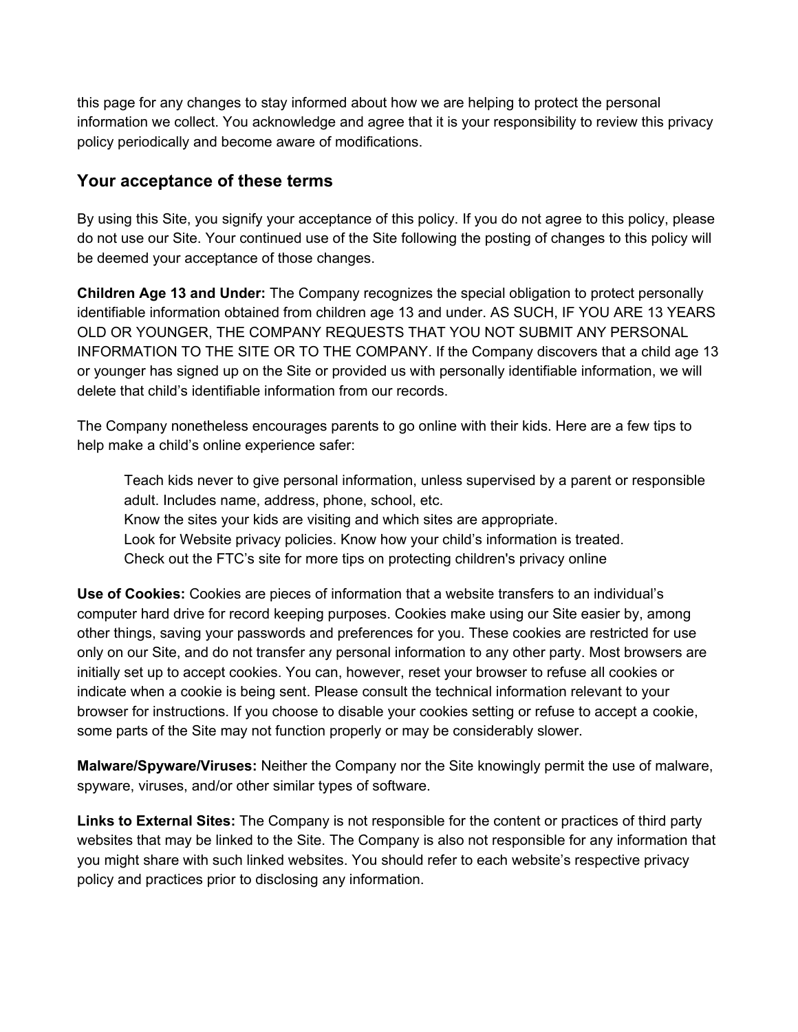this page for any changes to stay informed about how we are helping to protect the personal information we collect. You acknowledge and agree that it is your responsibility to review this privacy policy periodically and become aware of modifications.

## Your acceptance of these terms

By using this Site, you signify your acceptance of this policy. If you do not agree to this policy, please do not use our Site. Your continued use of the Site following the posting of changes to this policy will be deemed your acceptance of those changes.

**Children Age 13 and Under:** The Company recognizes the special obligation to protect personally identifiable information obtained from children age 13 and under. AS SUCH, IF YOU ARE 13 YEARS OLD OR YOUNGER, THE COMPANY REQUESTS THAT YOU NOT SUBMIT ANY PERSONAL INFORMATION TO THE SITE OR TO THE COMPANY. If the Company discovers that a child age 13 or younger has signed up on the Site or provided us with personally identifiable information, we will delete that child's identifiable information from our records.

The Company nonetheless encourages parents to go online with their kids. Here are a few tips to help make a child's online experience safer:

> Teach kids never to give personal information, unless supervised by a parent or responsible adult. Includes name, address, phone, school, etc.
> Know the sites your kids are visiting and which sites are appropriate.
> Look for Website privacy policies. Know how your child's information is treated.
> Check out the FTC's site for more tips on protecting children's privacy online

**Use of Cookies:** Cookies are pieces of information that a website transfers to an individual's computer hard drive for record keeping purposes. Cookies make using our Site easier by, among other things, saving your passwords and preferences for you. These cookies are restricted for use only on our Site, and do not transfer any personal information to any other party. Most browsers are initially set up to accept cookies. You can, however, reset your browser to refuse all cookies or indicate when a cookie is being sent. Please consult the technical information relevant to your browser for instructions. If you choose to disable your cookies setting or refuse to accept a cookie, some parts of the Site may not function properly or may be considerably slower.

**Malware/Spyware/Viruses:** Neither the Company nor the Site knowingly permit the use of malware, spyware, viruses, and/or other similar types of software.

**Links to External Sites:** The Company is not responsible for the content or practices of third party websites that may be linked to the Site. The Company is also not responsible for any information that you might share with such linked websites. You should refer to each website's respective privacy policy and practices prior to disclosing any information.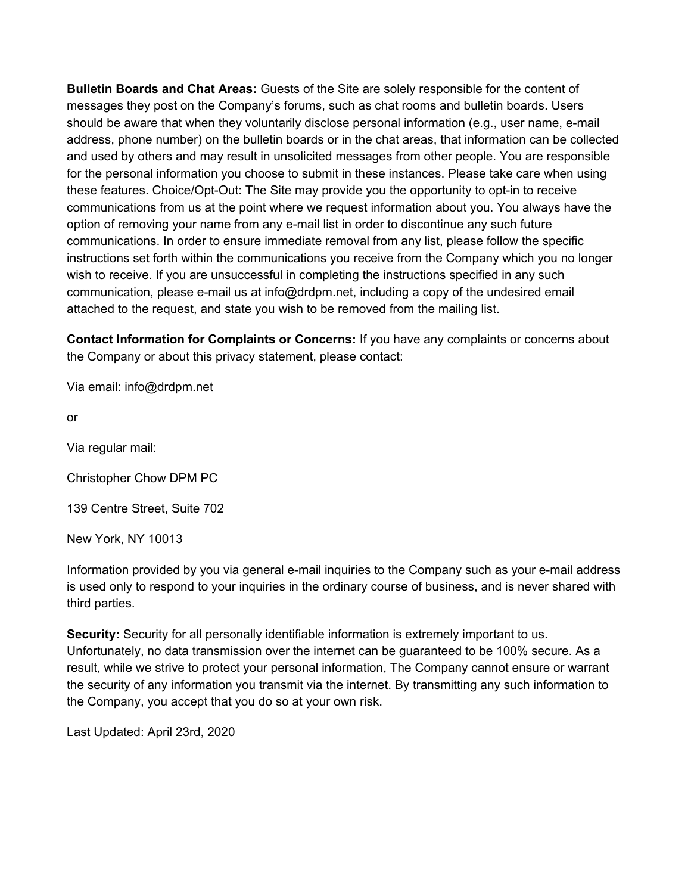**Bulletin Boards and Chat Areas:** Guests of the Site are solely responsible for the content of messages they post on the Company's forums, such as chat rooms and bulletin boards. Users should be aware that when they voluntarily disclose personal information (e.g., user name, e-mail address, phone number) on the bulletin boards or in the chat areas, that information can be collected and used by others and may result in unsolicited messages from other people. You are responsible for the personal information you choose to submit in these instances. Please take care when using these features. Choice/Opt-Out: The Site may provide you the opportunity to opt-in to receive communications from us at the point where we request information about you. You always have the option of removing your name from any e-mail list in order to discontinue any such future communications. In order to ensure immediate removal from any list, please follow the specific instructions set forth within the communications you receive from the Company which you no longer wish to receive. If you are unsuccessful in completing the instructions specified in any such communication, please e-mail us at info@drdpm.net, including a copy of the undesired email attached to the request, and state you wish to be removed from the mailing list.

**Contact Information for Complaints or Concerns:** If you have any complaints or concerns about the Company or about this privacy statement, please contact:

Via email: info@drdpm.net

or

Via regular mail:

Christopher Chow DPM PC

139 Centre Street, Suite 702

New York, NY 10013

Information provided by you via general e-mail inquiries to the Company such as your e-mail address is used only to respond to your inquiries in the ordinary course of business, and is never shared with third parties.

**Security:** Security for all personally identifiable information is extremely important to us. Unfortunately, no data transmission over the internet can be guaranteed to be 100% secure. As a result, while we strive to protect your personal information, The Company cannot ensure or warrant the security of any information you transmit via the internet. By transmitting any such information to the Company, you accept that you do so at your own risk.

Last Updated: April 23rd, 2020